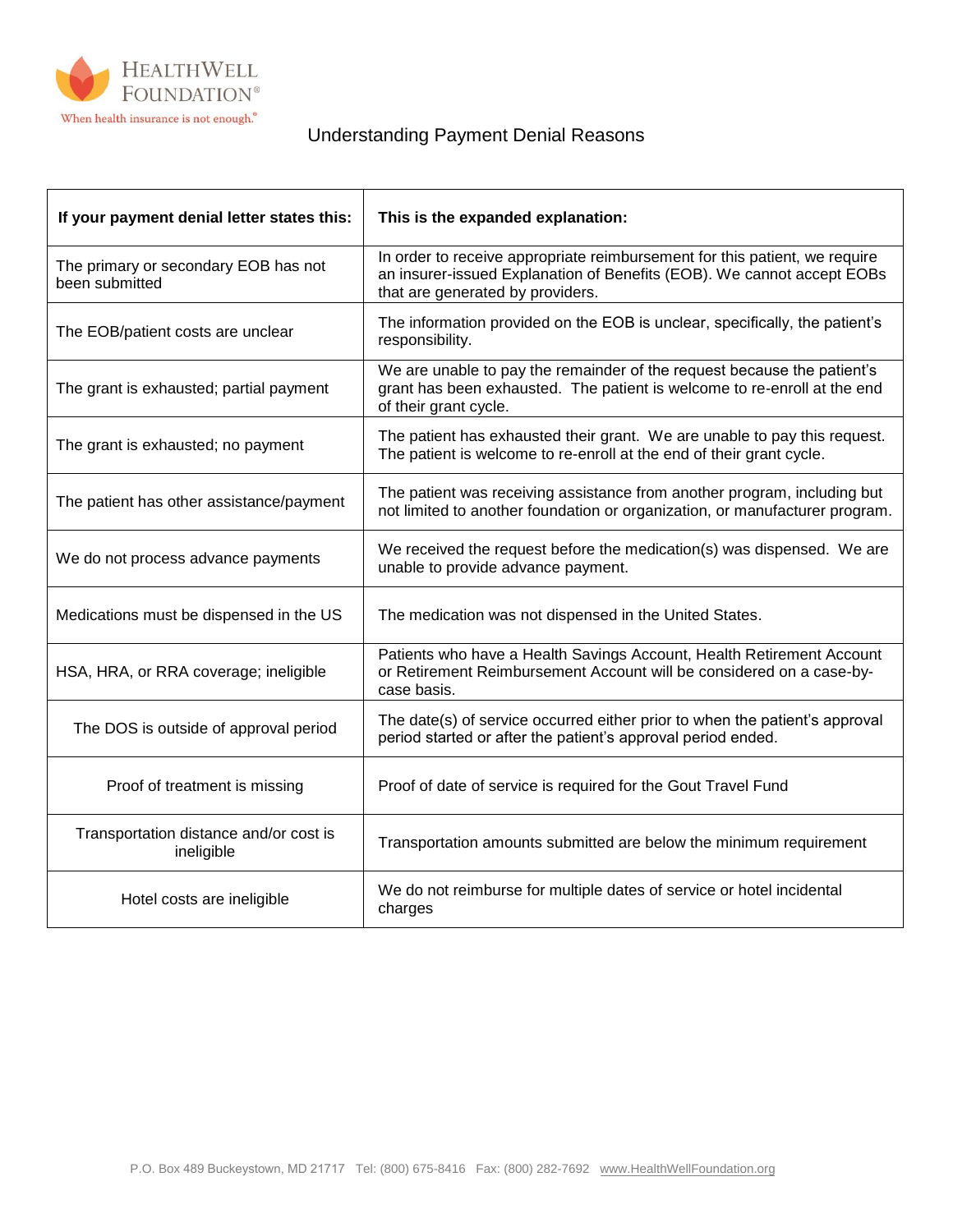HealthWell Foundation®

When health insurance is not enough.®

# Understanding Payment Denial Reasons

| If your payment denial letter states this: | This is the expanded explanation: |
|---|---|
| The primary or secondary EOB has not been submitted | In order to receive appropriate reimbursement for this patient, we require an insurer-issued Explanation of Benefits (EOB). We cannot accept EOBs that are generated by providers. |
| The EOB/patient costs are unclear | The information provided on the EOB is unclear, specifically, the patient's responsibility. |
| The grant is exhausted; partial payment | We are unable to pay the remainder of the request because the patient's grant has been exhausted. The patient is welcome to re-enroll at the end of their grant cycle. |
| The grant is exhausted; no payment | The patient has exhausted their grant. We are unable to pay this request. The patient is welcome to re-enroll at the end of their grant cycle. |
| The patient has other assistance/payment | The patient was receiving assistance from another program, including but not limited to another foundation or organization, or manufacturer program. |
| We do not process advance payments | We received the request before the medication(s) was dispensed. We are unable to provide advance payment. |
| Medications must be dispensed in the US | The medication was not dispensed in the United States. |
| HSA, HRA, or RRA coverage; ineligible | Patients who have a Health Savings Account, Health Retirement Account or Retirement Reimbursement Account will be considered on a case-by-case basis. |
| The DOS is outside of approval period | The date(s) of service occurred either prior to when the patient's approval period started or after the patient's approval period ended. |
| Proof of treatment is missing | Proof of date of service is required for the Gout Travel Fund |
| Transportation distance and/or cost is ineligible | Transportation amounts submitted are below the minimum requirement |
| Hotel costs are ineligible | We do not reimburse for multiple dates of service or hotel incidental charges |

P.O. Box 489 Buckeystown, MD 21717 Tel: (800) 675-8416 Fax: (800) 282-7692 www.HealthWellFoundation.org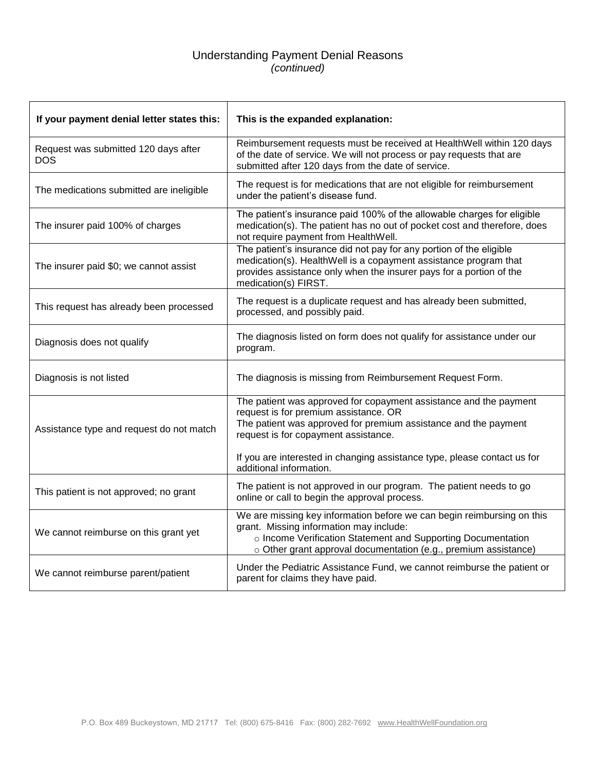## Understanding Payment Denial Reasons
*(continued)*

| If your payment denial letter states this: | This is the expanded explanation: |
|---|---|
| Request was submitted 120 days after DOS | Reimbursement requests must be received at HealthWell within 120 days of the date of service. We will not process or pay requests that are submitted after 120 days from the date of service. |
| The medications submitted are ineligible | The request is for medications that are not eligible for reimbursement under the patient's disease fund. |
| The insurer paid 100% of charges | The patient's insurance paid 100% of the allowable charges for eligible medication(s). The patient has no out of pocket cost and therefore, does not require payment from HealthWell. |
| The insurer paid $0; we cannot assist | The patient's insurance did not pay for any portion of the eligible medication(s). HealthWell is a copayment assistance program that provides assistance only when the insurer pays for a portion of the medication(s) FIRST. |
| This request has already been processed | The request is a duplicate request and has already been submitted, processed, and possibly paid. |
| Diagnosis does not qualify | The diagnosis listed on form does not qualify for assistance under our program. |
| Diagnosis is not listed | The diagnosis is missing from Reimbursement Request Form. |
| Assistance type and request do not match | The patient was approved for copayment assistance and the payment request is for premium assistance. OR<br>The patient was approved for premium assistance and the payment request is for copayment assistance.<br><br>If you are interested in changing assistance type, please contact us for additional information. |
| This patient is not approved; no grant | The patient is not approved in our program. The patient needs to go online or call to begin the approval process. |
| We cannot reimburse on this grant yet | We are missing key information before we can begin reimbursing on this grant. Missing information may include:<br>○ Income Verification Statement and Supporting Documentation<br>○ Other grant approval documentation (e.g., premium assistance) |
| We cannot reimburse parent/patient | Under the Pediatric Assistance Fund, we cannot reimburse the patient or parent for claims they have paid. |